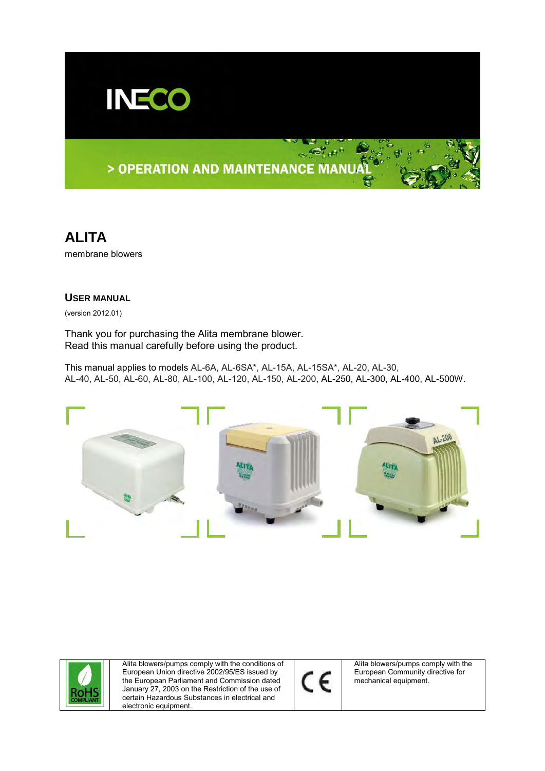INECO

> OPERATION AND MAINTENANCE MANUAL

# ALITA

membrane blowers

## USER MANUAL

(version 2012.01)

Thank you for purchasing the Alita membrane blower.
Read this manual carefully before using the product.

This manual applies to models AL-6A, AL-6SA*, AL-15A, AL-15SA*, AL-20, AL-30, AL-40, AL-50, AL-60, AL-80, AL-100, AL-120, AL-150, AL-200, AL-250, AL-300, AL-400, AL-500W.

| RoHS COMPLIANT | Alita blowers/pumps comply with the conditions of European Union directive 2002/95/ES issued by the European Parliament and Commission dated January 27, 2003 on the Restriction of the use of certain Hazardous Substances in electrical and electronic equipment. | CE | Alita blowers/pumps comply with the European Community directive for mechanical equipment. |
| --- | --- | --- | --- |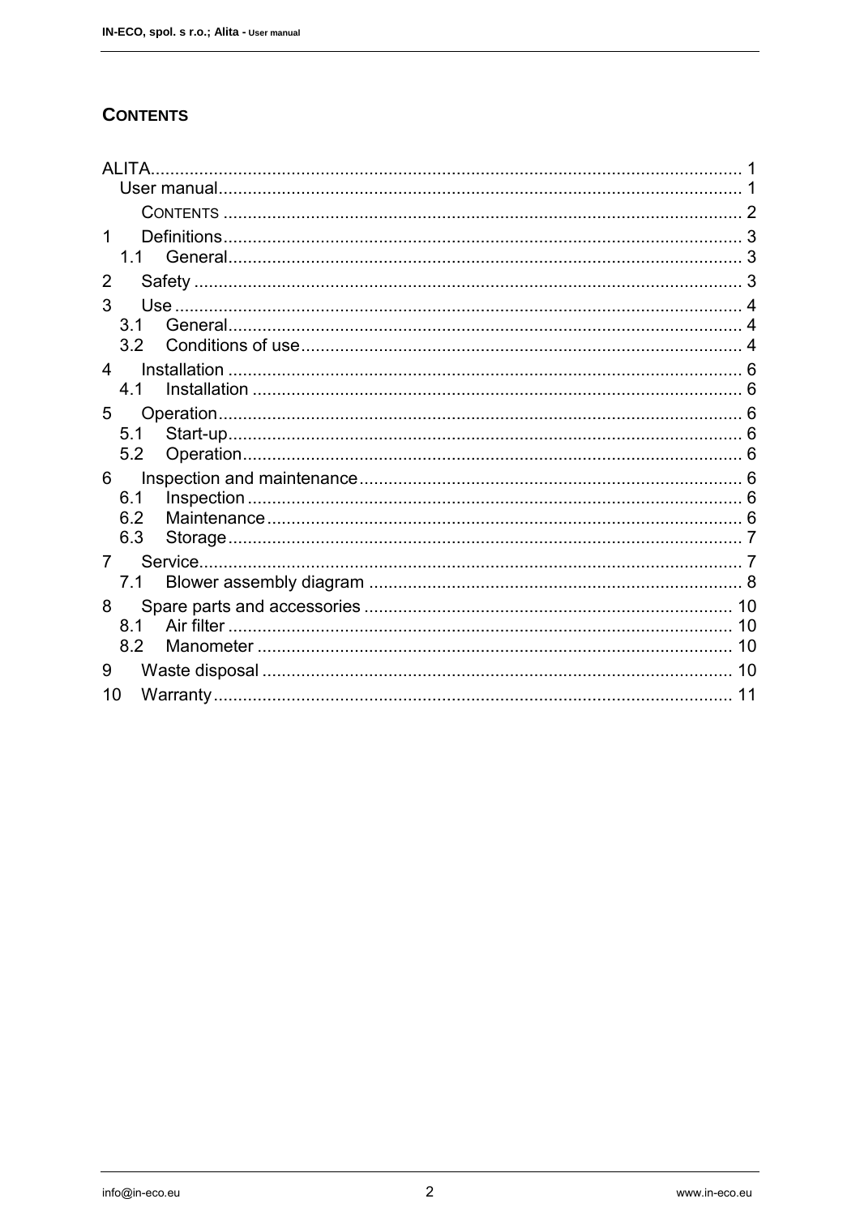## CONTENTS

ALITA ........ 1
User manual ........ 1
CONTENTS ........ 2
1 Definitions ........ 3
1.1 General ........ 3
2 Safety ........ 3
3 Use ........ 4
3.1 General ........ 4
3.2 Conditions of use ........ 4
4 Installation ........ 6
4.1 Installation ........ 6
5 Operation ........ 6
5.1 Start-up ........ 6
5.2 Operation ........ 6
6 Inspection and maintenance ........ 6
6.1 Inspection ........ 6
6.2 Maintenance ........ 6
6.3 Storage ........ 7
7 Service ........ 7
7.1 Blower assembly diagram ........ 8
8 Spare parts and accessories ........ 10
8.1 Air filter ........ 10
8.2 Manometer ........ 10
9 Waste disposal ........ 10
10 Warranty ........ 11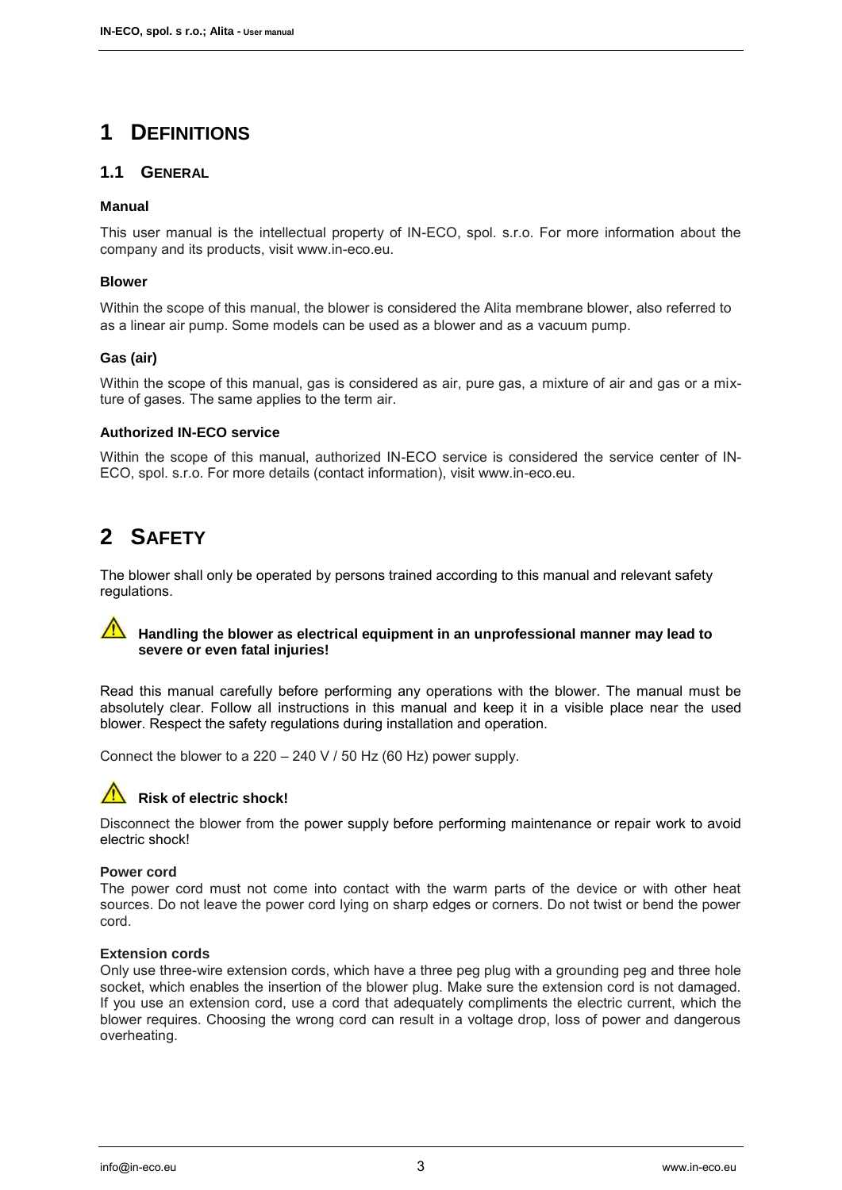# 1 DEFINITIONS

## 1.1 GENERAL

**Manual**

This user manual is the intellectual property of IN-ECO, spol. s.r.o. For more information about the company and its products, visit www.in-eco.eu.

**Blower**

Within the scope of this manual, the blower is considered the Alita membrane blower, also referred to as a linear air pump. Some models can be used as a blower and as a vacuum pump.

**Gas (air)**

Within the scope of this manual, gas is considered as air, pure gas, a mixture of air and gas or a mixture of gases. The same applies to the term air.

**Authorized IN-ECO service**

Within the scope of this manual, authorized IN-ECO service is considered the service center of IN-ECO, spol. s.r.o. For more details (contact information), visit www.in-eco.eu.

# 2 SAFETY

The blower shall only be operated by persons trained according to this manual and relevant safety regulations.

⚠ **Handling the blower as electrical equipment in an unprofessional manner may lead to severe or even fatal injuries!**

Read this manual carefully before performing any operations with the blower. The manual must be absolutely clear. Follow all instructions in this manual and keep it in a visible place near the used blower. Respect the safety regulations during installation and operation.

Connect the blower to a 220 – 240 V / 50 Hz (60 Hz) power supply.

⚠ **Risk of electric shock!**

Disconnect the blower from the power supply before performing maintenance or repair work to avoid electric shock!

**Power cord**
The power cord must not come into contact with the warm parts of the device or with other heat sources. Do not leave the power cord lying on sharp edges or corners. Do not twist or bend the power cord.

**Extension cords**
Only use three-wire extension cords, which have a three peg plug with a grounding peg and three hole socket, which enables the insertion of the blower plug. Make sure the extension cord is not damaged. If you use an extension cord, use a cord that adequately compliments the electric current, which the blower requires. Choosing the wrong cord can result in a voltage drop, loss of power and dangerous overheating.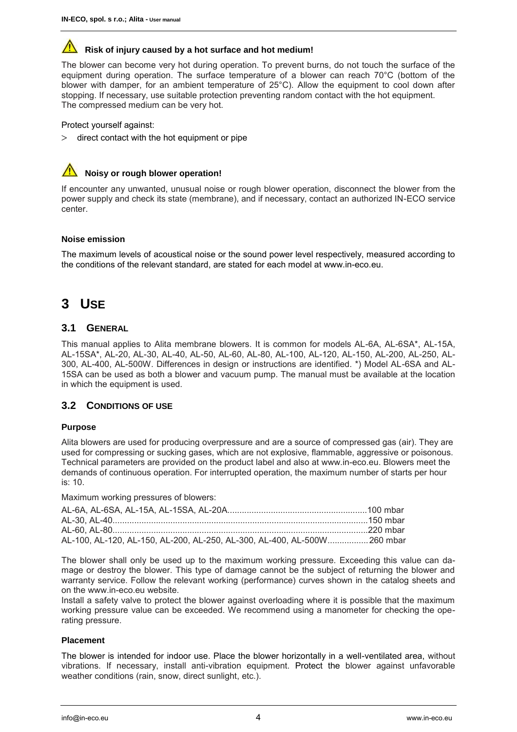**⚠ Risk of injury caused by a hot surface and hot medium!**

The blower can become very hot during operation. To prevent burns, do not touch the surface of the equipment during operation. The surface temperature of a blower can reach 70°C (bottom of the blower with damper, for an ambient temperature of 25°C). Allow the equipment to cool down after stopping. If necessary, use suitable protection preventing random contact with the hot equipment. The compressed medium can be very hot.

Protect yourself against:

> direct contact with the hot equipment or pipe

**⚠ Noisy or rough blower operation!**

If encounter any unwanted, unusual noise or rough blower operation, disconnect the blower from the power supply and check its state (membrane), and if necessary, contact an authorized IN-ECO service center.

**Noise emission**

The maximum levels of acoustical noise or the sound power level respectively, measured according to the conditions of the relevant standard, are stated for each model at www.in-eco.eu.

# 3 USE

## 3.1 GENERAL

This manual applies to Alita membrane blowers. It is common for models AL-6A, AL-6SA*, AL-15A, AL-15SA*, AL-20, AL-30, AL-40, AL-50, AL-60, AL-80, AL-100, AL-120, AL-150, AL-200, AL-250, AL-300, AL-400, AL-500W. Differences in design or instructions are identified. *) Model AL-6SA and AL-15SA can be used as both a blower and vacuum pump. The manual must be available at the location in which the equipment is used.

## 3.2 CONDITIONS OF USE

**Purpose**

Alita blowers are used for producing overpressure and are a source of compressed gas (air). They are used for compressing or sucking gases, which are not explosive, flammable, aggressive or poisonous. Technical parameters are provided on the product label and also at www.in-eco.eu. Blowers meet the demands of continuous operation. For interrupted operation, the maximum number of starts per hour is: 10.

Maximum working pressures of blowers:

AL-6A, AL-6SA, AL-15A, AL-15SA, AL-20A..........100 mbar
AL-30, AL-40..........150 mbar
AL-60, AL-80..........220 mbar
AL-100, AL-120, AL-150, AL-200, AL-250, AL-300, AL-400, AL-500W..........260 mbar

The blower shall only be used up to the maximum working pressure. Exceeding this value can damage or destroy the blower. This type of damage cannot be the subject of returning the blower and warranty service. Follow the relevant working (performance) curves shown in the catalog sheets and on the www.in-eco.eu website.

Install a safety valve to protect the blower against overloading where it is possible that the maximum working pressure value can be exceeded. We recommend using a manometer for checking the operating pressure.

**Placement**

The blower is intended for indoor use. Place the blower horizontally in a well-ventilated area, without vibrations. If necessary, install anti-vibration equipment. Protect the blower against unfavorable weather conditions (rain, snow, direct sunlight, etc.).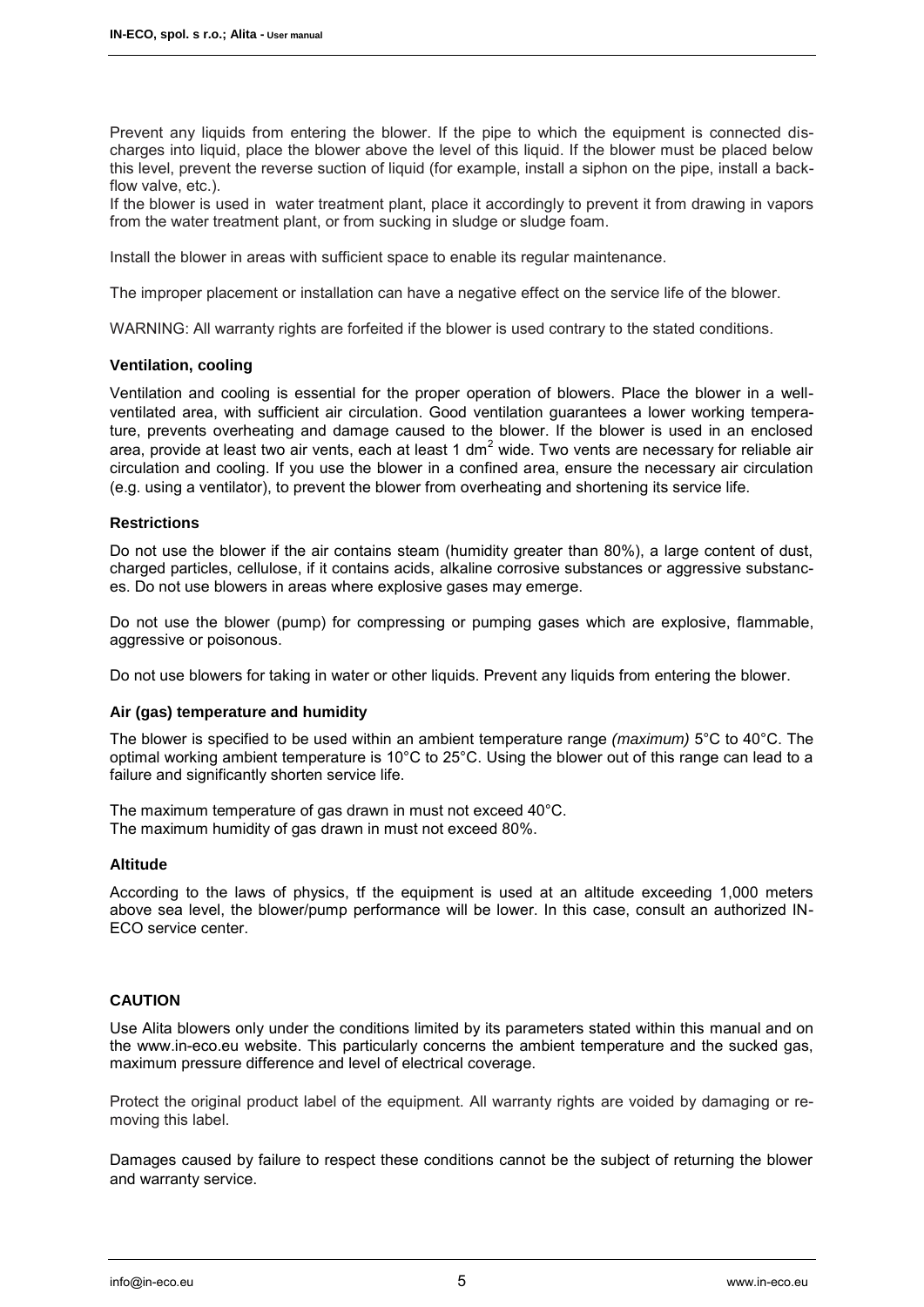Prevent any liquids from entering the blower. If the pipe to which the equipment is connected discharges into liquid, place the blower above the level of this liquid. If the blower must be placed below this level, prevent the reverse suction of liquid (for example, install a siphon on the pipe, install a backflow valve, etc.).
If the blower is used in water treatment plant, place it accordingly to prevent it from drawing in vapors from the water treatment plant, or from sucking in sludge or sludge foam.

Install the blower in areas with sufficient space to enable its regular maintenance.

The improper placement or installation can have a negative effect on the service life of the blower.

WARNING: All warranty rights are forfeited if the blower is used contrary to the stated conditions.

### Ventilation, cooling

Ventilation and cooling is essential for the proper operation of blowers. Place the blower in a well-ventilated area, with sufficient air circulation. Good ventilation guarantees a lower working temperature, prevents overheating and damage caused to the blower. If the blower is used in an enclosed area, provide at least two air vents, each at least 1 $dm^2$ wide. Two vents are necessary for reliable air circulation and cooling. If you use the blower in a confined area, ensure the necessary air circulation (e.g. using a ventilator), to prevent the blower from overheating and shortening its service life.

### Restrictions

Do not use the blower if the air contains steam (humidity greater than 80%), a large content of dust, charged particles, cellulose, if it contains acids, alkaline corrosive substances or aggressive substances. Do not use blowers in areas where explosive gases may emerge.

Do not use the blower (pump) for compressing or pumping gases which are explosive, flammable, aggressive or poisonous.

Do not use blowers for taking in water or other liquids. Prevent any liquids from entering the blower.

### Air (gas) temperature and humidity

The blower is specified to be used within an ambient temperature range *(maximum)* 5°C to 40°C. The optimal working ambient temperature is 10°C to 25°C. Using the blower out of this range can lead to a failure and significantly shorten service life.

The maximum temperature of gas drawn in must not exceed 40°C.
The maximum humidity of gas drawn in must not exceed 80%.

### Altitude

According to the laws of physics, tf the equipment is used at an altitude exceeding 1,000 meters above sea level, the blower/pump performance will be lower. In this case, consult an authorized IN-ECO service center.

### CAUTION

Use Alita blowers only under the conditions limited by its parameters stated within this manual and on the www.in-eco.eu website. This particularly concerns the ambient temperature and the sucked gas, maximum pressure difference and level of electrical coverage.

Protect the original product label of the equipment. All warranty rights are voided by damaging or removing this label.

Damages caused by failure to respect these conditions cannot be the subject of returning the blower and warranty service.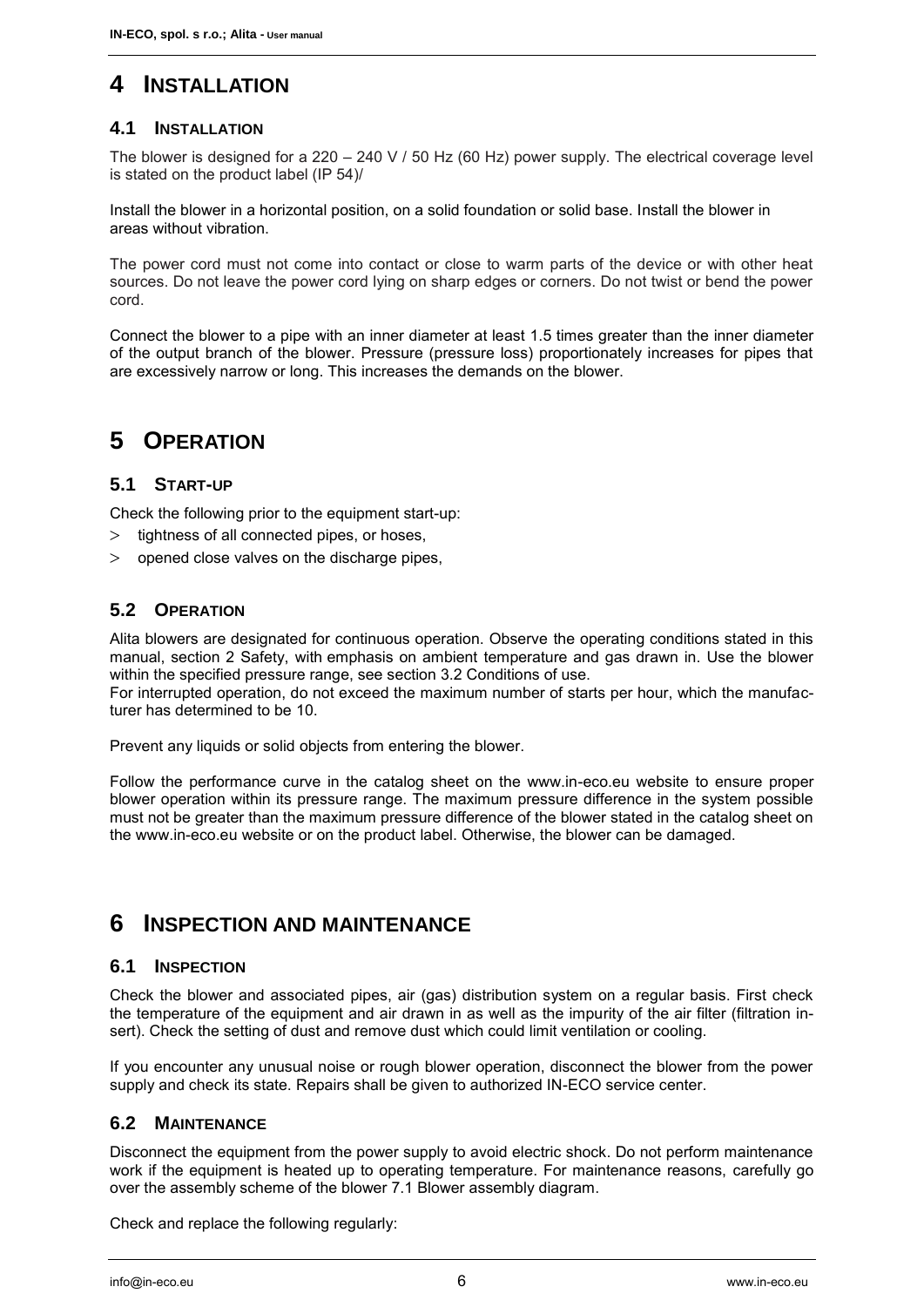# 4 INSTALLATION

## 4.1 INSTALLATION

The blower is designed for a 220 – 240 V / 50 Hz (60 Hz) power supply. The electrical coverage level is stated on the product label (IP 54)/

Install the blower in a horizontal position, on a solid foundation or solid base. Install the blower in areas without vibration.

The power cord must not come into contact or close to warm parts of the device or with other heat sources. Do not leave the power cord lying on sharp edges or corners. Do not twist or bend the power cord.

Connect the blower to a pipe with an inner diameter at least 1.5 times greater than the inner diameter of the output branch of the blower. Pressure (pressure loss) proportionately increases for pipes that are excessively narrow or long. This increases the demands on the blower.

# 5 OPERATION

## 5.1 START-UP

Check the following prior to the equipment start-up:

- tightness of all connected pipes, or hoses,
- opened close valves on the discharge pipes,

## 5.2 OPERATION

Alita blowers are designated for continuous operation. Observe the operating conditions stated in this manual, section 2 Safety, with emphasis on ambient temperature and gas drawn in. Use the blower within the specified pressure range, see section 3.2 Conditions of use.
For interrupted operation, do not exceed the maximum number of starts per hour, which the manufacturer has determined to be 10.

Prevent any liquids or solid objects from entering the blower.

Follow the performance curve in the catalog sheet on the www.in-eco.eu website to ensure proper blower operation within its pressure range. The maximum pressure difference in the system possible must not be greater than the maximum pressure difference of the blower stated in the catalog sheet on the www.in-eco.eu website or on the product label. Otherwise, the blower can be damaged.

# 6 INSPECTION AND MAINTENANCE

## 6.1 INSPECTION

Check the blower and associated pipes, air (gas) distribution system on a regular basis. First check the temperature of the equipment and air drawn in as well as the impurity of the air filter (filtration insert). Check the setting of dust and remove dust which could limit ventilation or cooling.

If you encounter any unusual noise or rough blower operation, disconnect the blower from the power supply and check its state. Repairs shall be given to authorized IN-ECO service center.

## 6.2 MAINTENANCE

Disconnect the equipment from the power supply to avoid electric shock. Do not perform maintenance work if the equipment is heated up to operating temperature. For maintenance reasons, carefully go over the assembly scheme of the blower 7.1 Blower assembly diagram.

Check and replace the following regularly: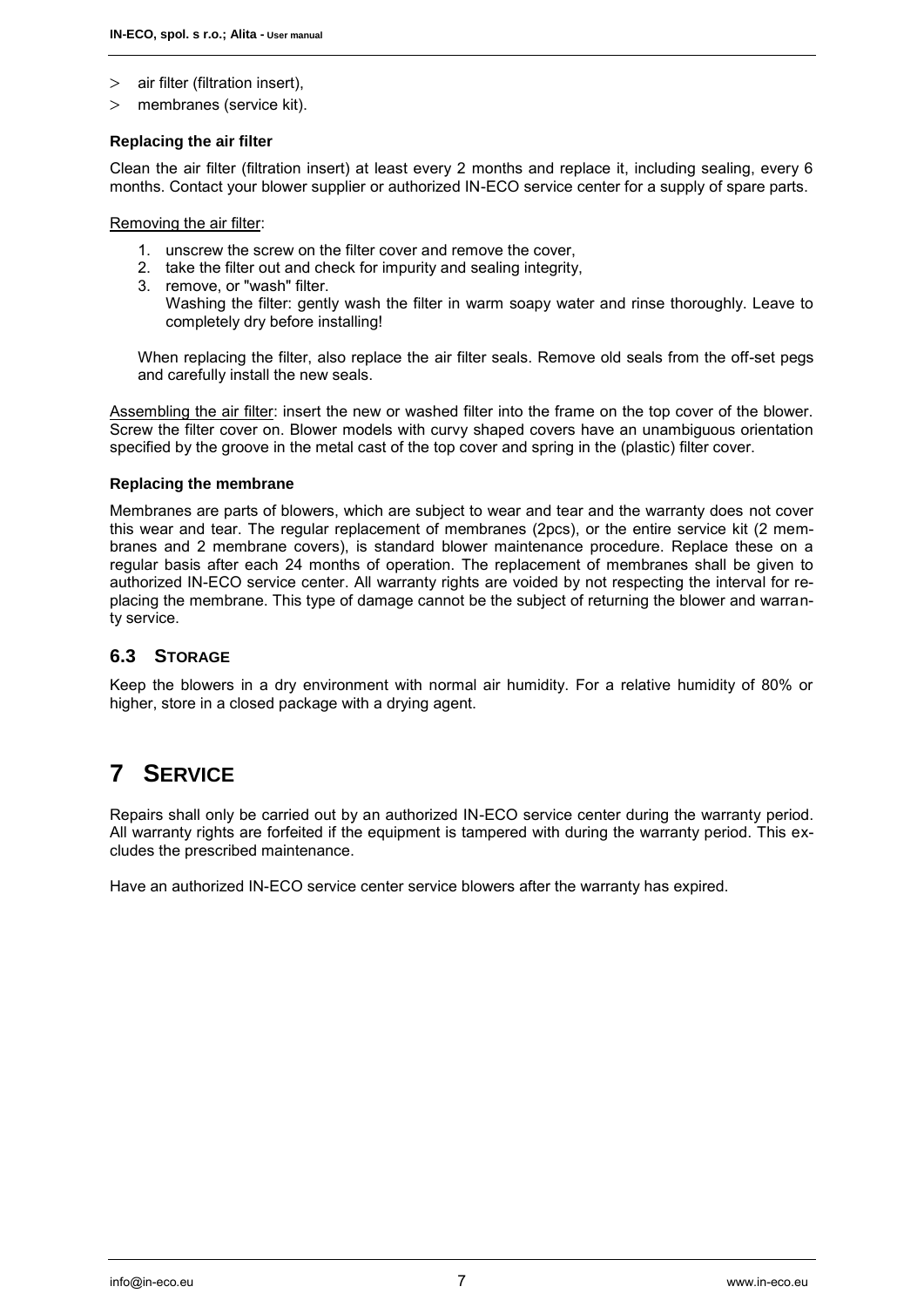- air filter (filtration insert),
- membranes (service kit).

**Replacing the air filter**

Clean the air filter (filtration insert) at least every 2 months and replace it, including sealing, every 6 months. Contact your blower supplier or authorized IN-ECO service center for a supply of spare parts.

Removing the air filter:

1. unscrew the screw on the filter cover and remove the cover,
2. take the filter out and check for impurity and sealing integrity,
3. remove, or "wash" filter.
   Washing the filter: gently wash the filter in warm soapy water and rinse thoroughly. Leave to completely dry before installing!

   When replacing the filter, also replace the air filter seals. Remove old seals from the off-set pegs and carefully install the new seals.

Assembling the air filter: insert the new or washed filter into the frame on the top cover of the blower. Screw the filter cover on. Blower models with curvy shaped covers have an unambiguous orientation specified by the groove in the metal cast of the top cover and spring in the (plastic) filter cover.

**Replacing the membrane**

Membranes are parts of blowers, which are subject to wear and tear and the warranty does not cover this wear and tear. The regular replacement of membranes (2pcs), or the entire service kit (2 membranes and 2 membrane covers), is standard blower maintenance procedure. Replace these on a regular basis after each 24 months of operation. The replacement of membranes shall be given to authorized IN-ECO service center. All warranty rights are voided by not respecting the interval for replacing the membrane. This type of damage cannot be the subject of returning the blower and warranty service.

## 6.3 Storage

Keep the blowers in a dry environment with normal air humidity. For a relative humidity of 80% or higher, store in a closed package with a drying agent.

# 7 Service

Repairs shall only be carried out by an authorized IN-ECO service center during the warranty period. All warranty rights are forfeited if the equipment is tampered with during the warranty period. This excludes the prescribed maintenance.

Have an authorized IN-ECO service center service blowers after the warranty has expired.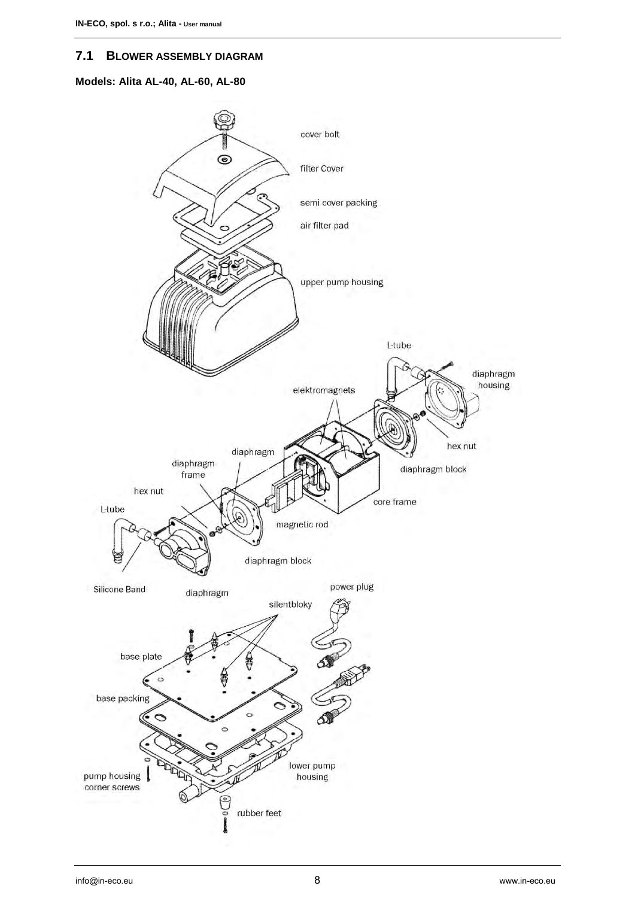## 7.1 BLOWER ASSEMBLY DIAGRAM

**Models: Alita AL-40, AL-60, AL-80**

cover bolt

filter Cover

semi cover packing

air filter pad

upper pump housing

L-tube

diaphragm housing

elektromagnets

hex nut

diaphragm

diaphragm frame

diaphragm block

hex nut

core frame

L-tube

magnetic rod

diaphragm block

Silicone Band

diaphragm

power plug

silentbloky

base plate

base packing

lower pump housing

pump housing corner screws

rubber feet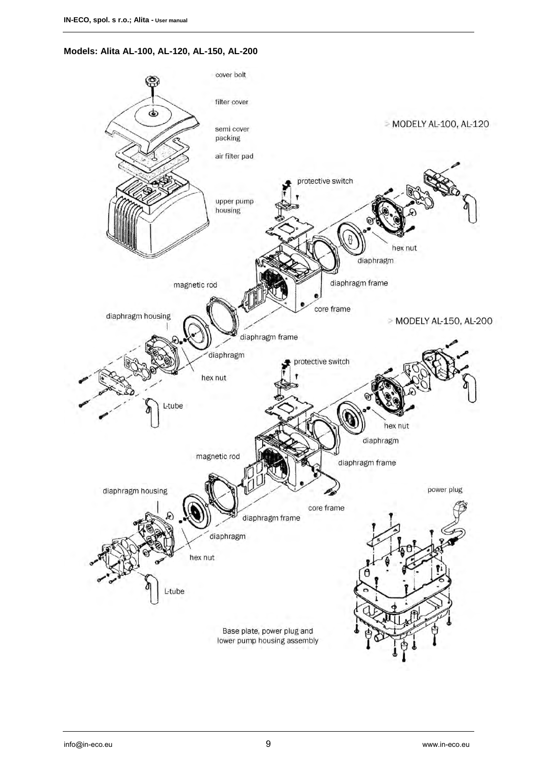**Models: Alita AL-100, AL-120, AL-150, AL-200**

cover bolt

filter cover

MODELY AL-100, AL-120

semi cover packing

air filter pad

protective switch

upper pump housing

hex nut

diaphragm

diaphragm frame

magnetic rod

core frame

diaphragm housing

MODELY AL-150, AL-200

diaphragm frame

diaphragm

protective switch

hex nut

L-tube

hex nut

diaphragm

magnetic rod

diaphragm frame

diaphragm housing

power plug

core frame

diaphragm frame

diaphragm

hex nut

L-tube

Base plate, power plug and lower pump housing assembly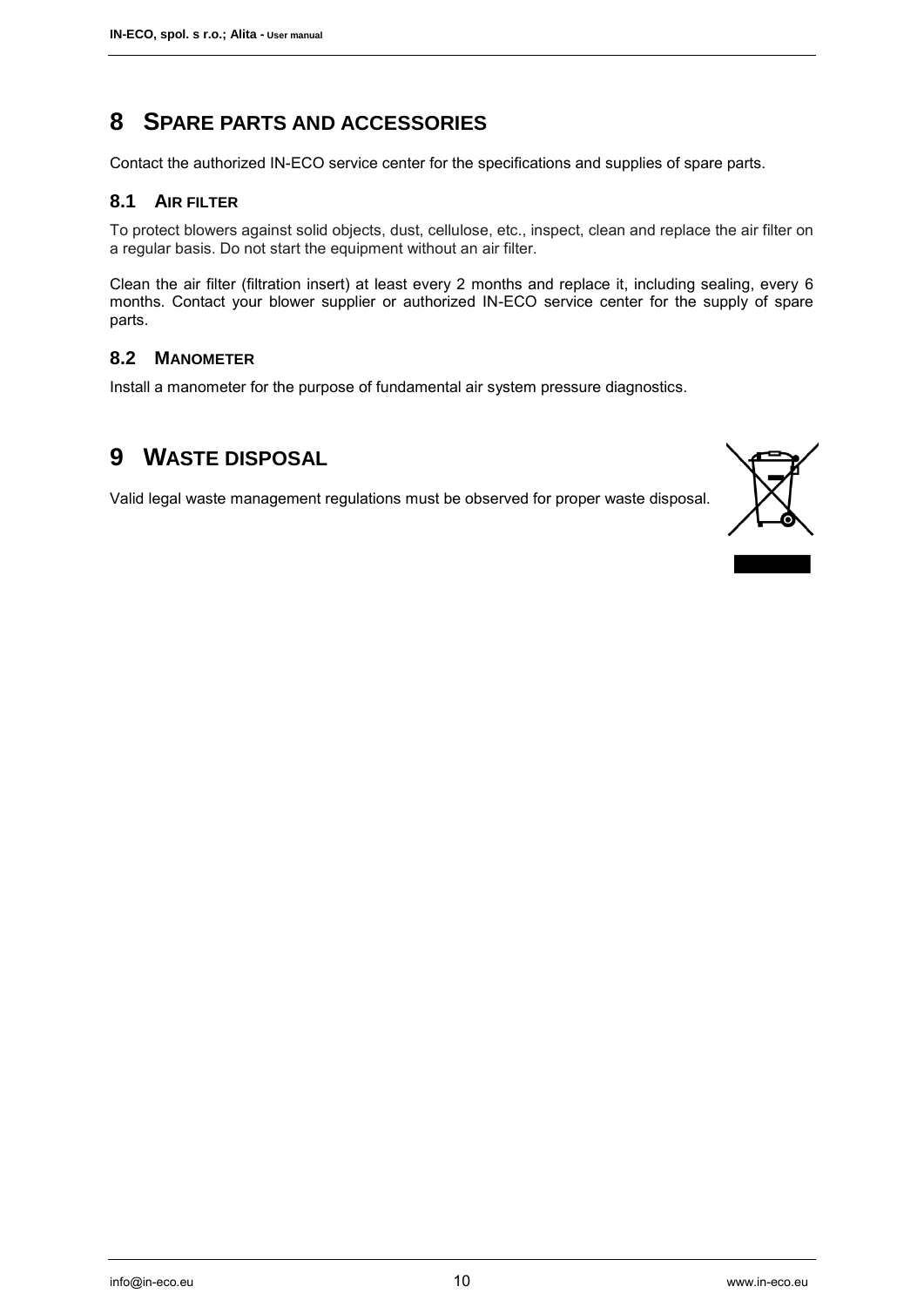# 8 SPARE PARTS AND ACCESSORIES

Contact the authorized IN-ECO service center for the specifications and supplies of spare parts.

## 8.1 AIR FILTER

To protect blowers against solid objects, dust, cellulose, etc., inspect, clean and replace the air filter on a regular basis. Do not start the equipment without an air filter.

Clean the air filter (filtration insert) at least every 2 months and replace it, including sealing, every 6 months. Contact your blower supplier or authorized IN-ECO service center for the supply of spare parts.

## 8.2 MANOMETER

Install a manometer for the purpose of fundamental air system pressure diagnostics.

# 9 WASTE DISPOSAL

Valid legal waste management regulations must be observed for proper waste disposal.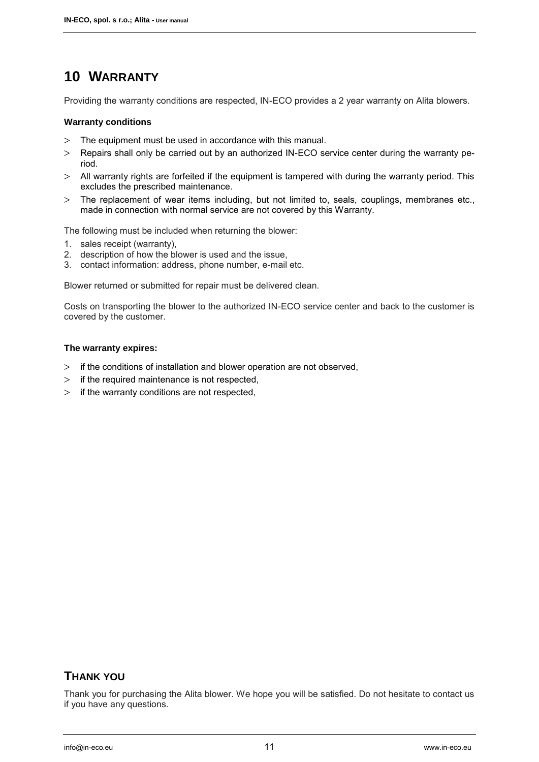# 10 WARRANTY

Providing the warranty conditions are respected, IN-ECO provides a 2 year warranty on Alita blowers.

**Warranty conditions**

- The equipment must be used in accordance with this manual.
- Repairs shall only be carried out by an authorized IN-ECO service center during the warranty period.
- All warranty rights are forfeited if the equipment is tampered with during the warranty period. This excludes the prescribed maintenance.
- The replacement of wear items including, but not limited to, seals, couplings, membranes etc., made in connection with normal service are not covered by this Warranty.

The following must be included when returning the blower:

1. sales receipt (warranty),
2. description of how the blower is used and the issue,
3. contact information: address, phone number, e-mail etc.

Blower returned or submitted for repair must be delivered clean.

Costs on transporting the blower to the authorized IN-ECO service center and back to the customer is covered by the customer.

**The warranty expires:**

- if the conditions of installation and blower operation are not observed,
- if the required maintenance is not respected,
- if the warranty conditions are not respected,

# THANK YOU

Thank you for purchasing the Alita blower. We hope you will be satisfied. Do not hesitate to contact us if you have any questions.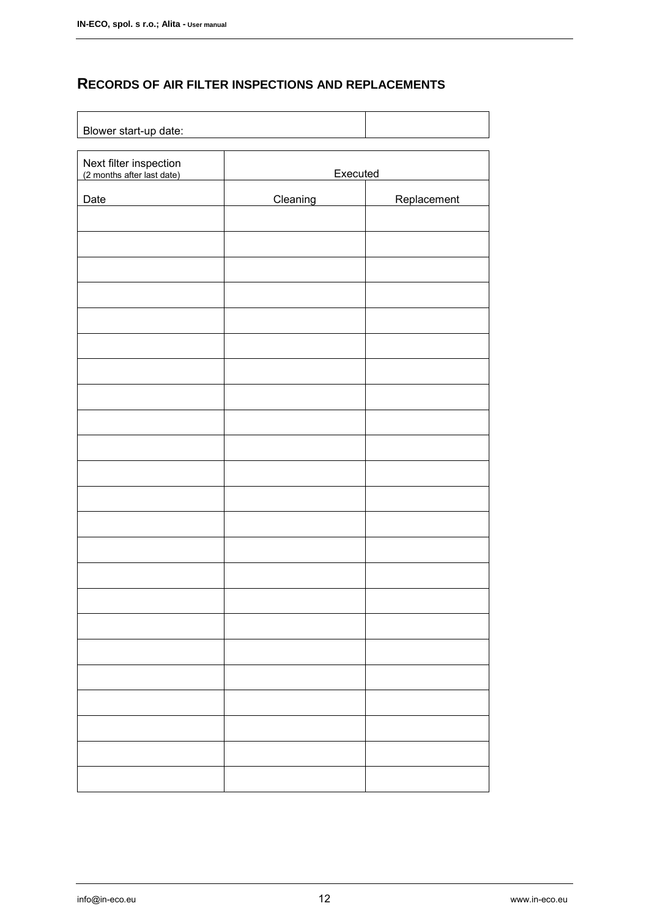## RECORDS OF AIR FILTER INSPECTIONS AND REPLACEMENTS

| Blower start-up date: | |
|---|---|

| Next filter inspection (2 months after last date) | Executed | |
|---|---|---|
| Date | Cleaning | Replacement |
| | | |
| | | |
| | | |
| | | |
| | | |
| | | |
| | | |
| | | |
| | | |
| | | |
| | | |
| | | |
| | | |
| | | |
| | | |
| | | |
| | | |
| | | |
| | | |
| | | |
| | | |
| | | |
| | | |